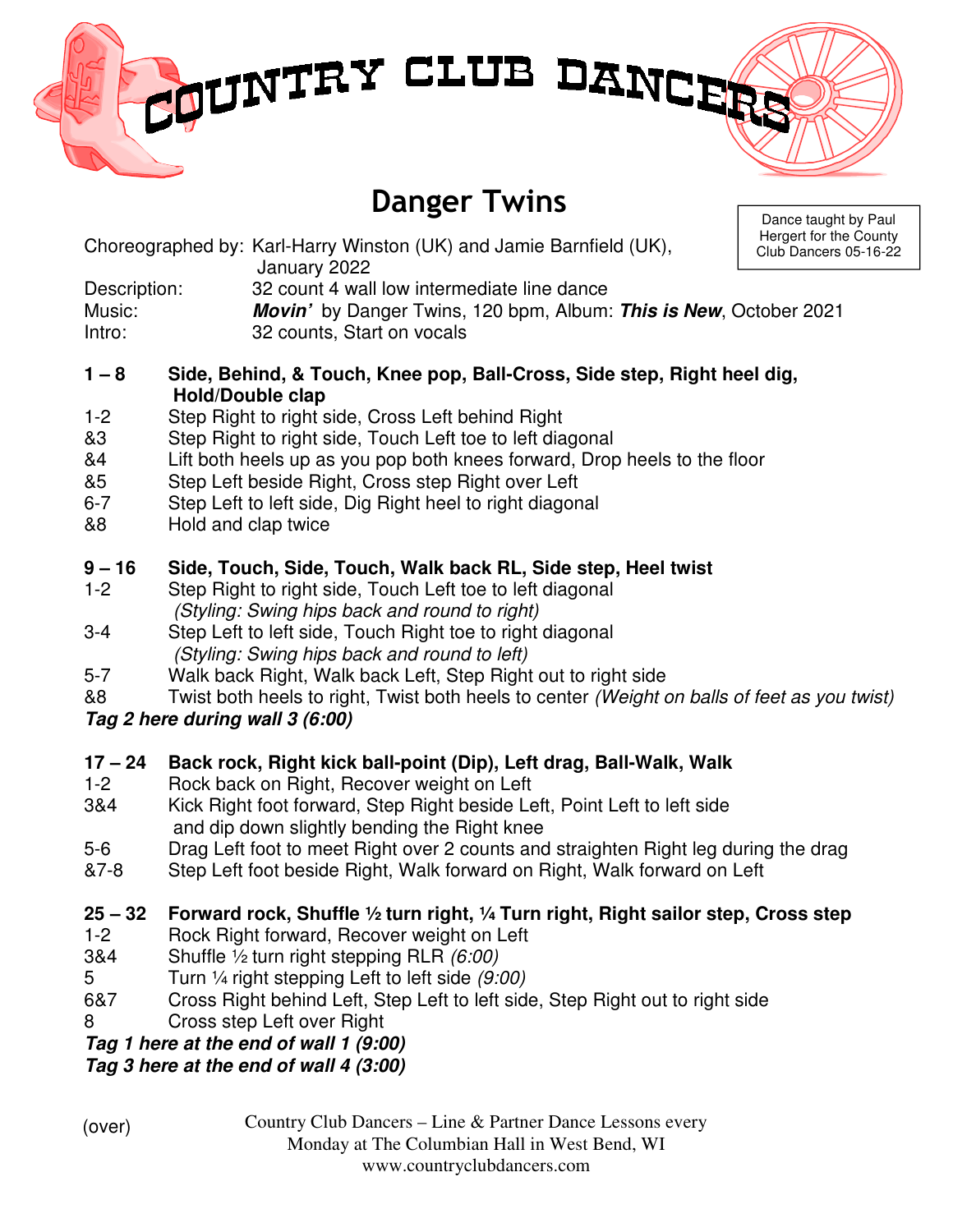# COUNTRY CLUB DANCERS

## Danger Twins

Dance taught by Paul Hergert for the County Club Dancers 05-16-22

Choreographed by: Karl-Harry Winston (UK) and Jamie Barnfield (UK), January 2022
Description: 32 count 4 wall low intermediate line dance
Music: ***Movin'*** by Danger Twins, 120 bpm, Album: ***This is New***, October 2021
Intro: 32 counts, Start on vocals

**1 – 8 Side, Behind, & Touch, Knee pop, Ball-Cross, Side step, Right heel dig, Hold/Double clap**

1-2 Step Right to right side, Cross Left behind Right
&3 Step Right to right side, Touch Left toe to left diagonal
&4 Lift both heels up as you pop both knees forward, Drop heels to the floor
&5 Step Left beside Right, Cross step Right over Left
6-7 Step Left to left side, Dig Right heel to right diagonal
&8 Hold and clap twice

**9 – 16 Side, Touch, Side, Touch, Walk back RL, Side step, Heel twist**

1-2 Step Right to right side, Touch Left toe to left diagonal
*(Styling: Swing hips back and round to right)*
3-4 Step Left to left side, Touch Right toe to right diagonal
*(Styling: Swing hips back and round to left)*
5-7 Walk back Right, Walk back Left, Step Right out to right side
&8 Twist both heels to right, Twist both heels to center *(Weight on balls of feet as you twist)*
***Tag 2 here during wall 3 (6:00)***

**17 – 24 Back rock, Right kick ball-point (Dip), Left drag, Ball-Walk, Walk**

1-2 Rock back on Right, Recover weight on Left
3&4 Kick Right foot forward, Step Right beside Left, Point Left to left side and dip down slightly bending the Right knee
5-6 Drag Left foot to meet Right over 2 counts and straighten Right leg during the drag
&7-8 Step Left foot beside Right, Walk forward on Right, Walk forward on Left

**25 – 32 Forward rock, Shuffle ½ turn right, ¼ Turn right, Right sailor step, Cross step**

1-2 Rock Right forward, Recover weight on Left
3&4 Shuffle ½ turn right stepping RLR *(6:00)*
5 Turn ¼ right stepping Left to left side *(9:00)*
6&7 Cross Right behind Left, Step Left to left side, Step Right out to right side
8 Cross step Left over Right
***Tag 1 here at the end of wall 1 (9:00)***
***Tag 3 here at the end of wall 4 (3:00)***

(over)

Country Club Dancers – Line & Partner Dance Lessons every Monday at The Columbian Hall in West Bend, WI
www.countryclubdancers.com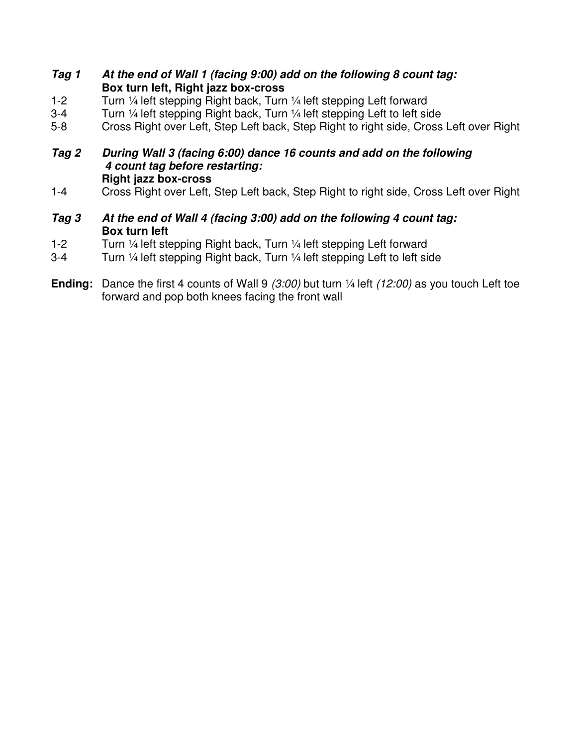***Tag 1*** ***At the end of Wall 1 (facing 9:00) add on the following 8 count tag:***
**Box turn left, Right jazz box-cross**

1-2 Turn ¼ left stepping Right back, Turn ¼ left stepping Left forward
3-4 Turn ¼ left stepping Right back, Turn ¼ left stepping Left to left side
5-8 Cross Right over Left, Step Left back, Step Right to right side, Cross Left over Right

***Tag 2*** ***During Wall 3 (facing 6:00) dance 16 counts and add on the following 4 count tag before restarting:***
**Right jazz box-cross**

1-4 Cross Right over Left, Step Left back, Step Right to right side, Cross Left over Right

***Tag 3*** ***At the end of Wall 4 (facing 3:00) add on the following 4 count tag:***
**Box turn left**

1-2 Turn ¼ left stepping Right back, Turn ¼ left stepping Left forward
3-4 Turn ¼ left stepping Right back, Turn ¼ left stepping Left to left side

**Ending:** Dance the first 4 counts of Wall 9 *(3:00)* but turn ¼ left *(12:00)* as you touch Left toe forward and pop both knees facing the front wall